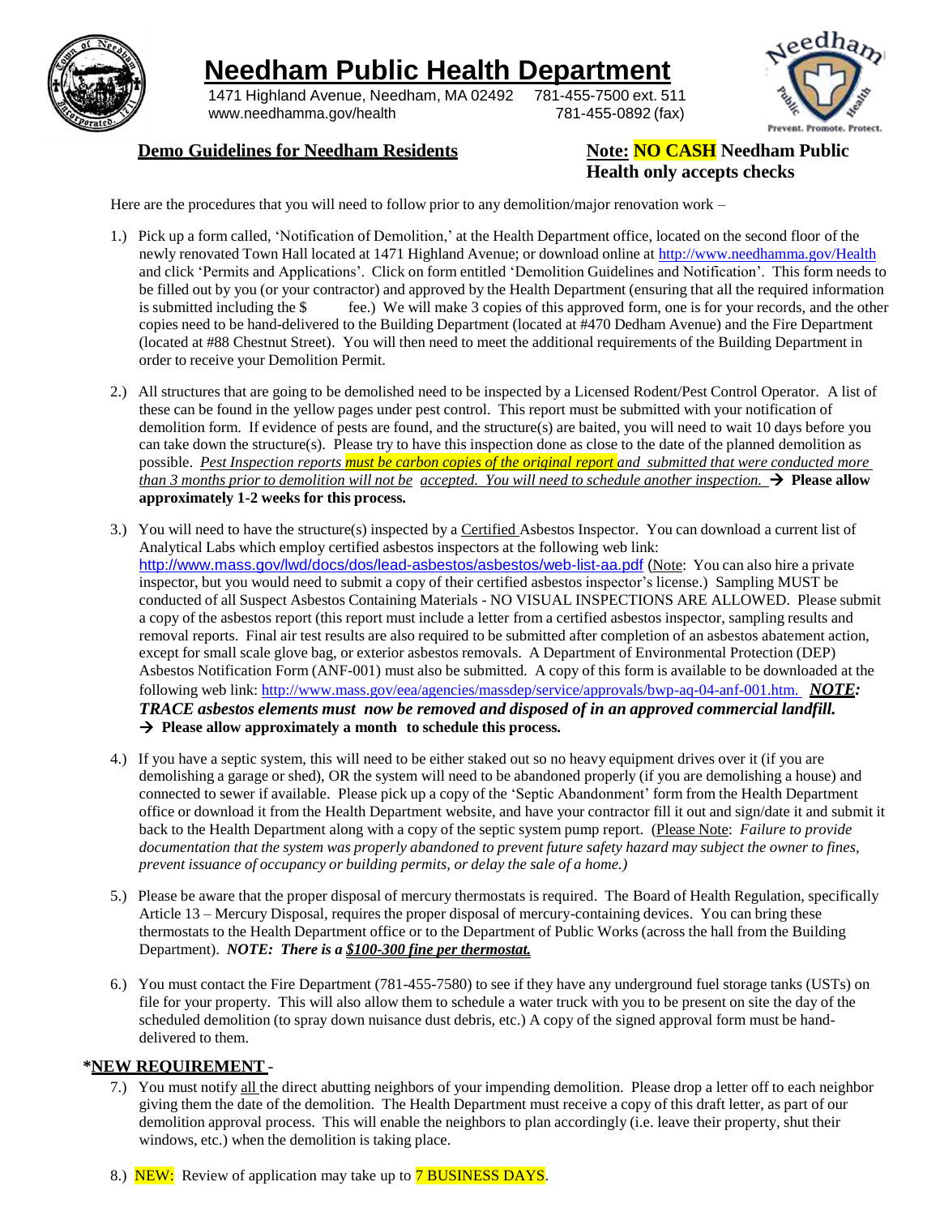# Needham Public Health Department

1471 Highland Avenue, Needham, MA 02492    781-455-7500 ext. 511
www.needhamma.gov/health    781-455-0892 (fax)

Prevent. Promote. Protect.

## Demo Guidelines for Needham Residents

**Note: NO CASH Needham Public Health only accepts checks**

Here are the procedures that you will need to follow prior to any demolition/major renovation work –

1.) Pick up a form called, 'Notification of Demolition,' at the Health Department office, located on the second floor of the newly renovated Town Hall located at 1471 Highland Avenue; or download online at http://www.needhamma.gov/Health and click 'Permits and Applications'. Click on form entitled 'Demolition Guidelines and Notification'. This form needs to be filled out by you (or your contractor) and approved by the Health Department (ensuring that all the required information is submitted including the $ fee.) We will make 3 copies of this approved form, one is for your records, and the other copies need to be hand-delivered to the Building Department (located at #470 Dedham Avenue) and the Fire Department (located at #88 Chestnut Street). You will then need to meet the additional requirements of the Building Department in order to receive your Demolition Permit.

2.) All structures that are going to be demolished need to be inspected by a Licensed Rodent/Pest Control Operator. A list of these can be found in the yellow pages under pest control. This report must be submitted with your notification of demolition form. If evidence of pests are found, and the structure(s) are baited, you will need to wait 10 days before you can take down the structure(s). Please try to have this inspection done as close to the date of the planned demolition as possible. *Pest Inspection reports must be carbon copies of the original report and submitted that were conducted more than 3 months prior to demolition will not be accepted. You will need to schedule another inspection.* → **Please allow approximately 1-2 weeks for this process.**

3.) You will need to have the structure(s) inspected by a Certified Asbestos Inspector. You can download a current list of Analytical Labs which employ certified asbestos inspectors at the following web link: http://www.mass.gov/lwd/docs/dos/lead-asbestos/asbestos/web-list-aa.pdf (Note: You can also hire a private inspector, but you would need to submit a copy of their certified asbestos inspector's license.) Sampling MUST be conducted of all Suspect Asbestos Containing Materials - NO VISUAL INSPECTIONS ARE ALLOWED. Please submit a copy of the asbestos report (this report must include a letter from a certified asbestos inspector, sampling results and removal reports. Final air test results are also required to be submitted after completion of an asbestos abatement action, except for small scale glove bag, or exterior asbestos removals. A Department of Environmental Protection (DEP) Asbestos Notification Form (ANF-001) must also be submitted. A copy of this form is available to be downloaded at the following web link: http://www.mass.gov/eea/agencies/massdep/service/approvals/bwp-aq-04-anf-001.htm. ***NOTE: TRACE asbestos elements must now be removed and disposed of in an approved commercial landfill.***
→ **Please allow approximately a month to schedule this process.**

4.) If you have a septic system, this will need to be either staked out so no heavy equipment drives over it (if you are demolishing a garage or shed), OR the system will need to be abandoned properly (if you are demolishing a house) and connected to sewer if available. Please pick up a copy of the 'Septic Abandonment' form from the Health Department office or download it from the Health Department website, and have your contractor fill it out and sign/date it and submit it back to the Health Department along with a copy of the septic system pump report. (Please Note: *Failure to provide documentation that the system was properly abandoned to prevent future safety hazard may subject the owner to fines, prevent issuance of occupancy or building permits, or delay the sale of a home.)*

5.) Please be aware that the proper disposal of mercury thermostats is required. The Board of Health Regulation, specifically Article 13 – Mercury Disposal, requires the proper disposal of mercury-containing devices. You can bring these thermostats to the Health Department office or to the Department of Public Works (across the hall from the Building Department). ***NOTE: There is a $100-300 fine per thermostat.***

6.) You must contact the Fire Department (781-455-7580) to see if they have any underground fuel storage tanks (USTs) on file for your property. This will also allow them to schedule a water truck with you to be present on site the day of the scheduled demolition (to spray down nuisance dust debris, etc.) A copy of the signed approval form must be hand-delivered to them.

**\*NEW REQUIREMENT -**

7.) You must notify all the direct abutting neighbors of your impending demolition. Please drop a letter off to each neighbor giving them the date of the demolition. The Health Department must receive a copy of this draft letter, as part of our demolition approval process. This will enable the neighbors to plan accordingly (i.e. leave their property, shut their windows, etc.) when the demolition is taking place.

8.) NEW: Review of application may take up to 7 BUSINESS DAYS.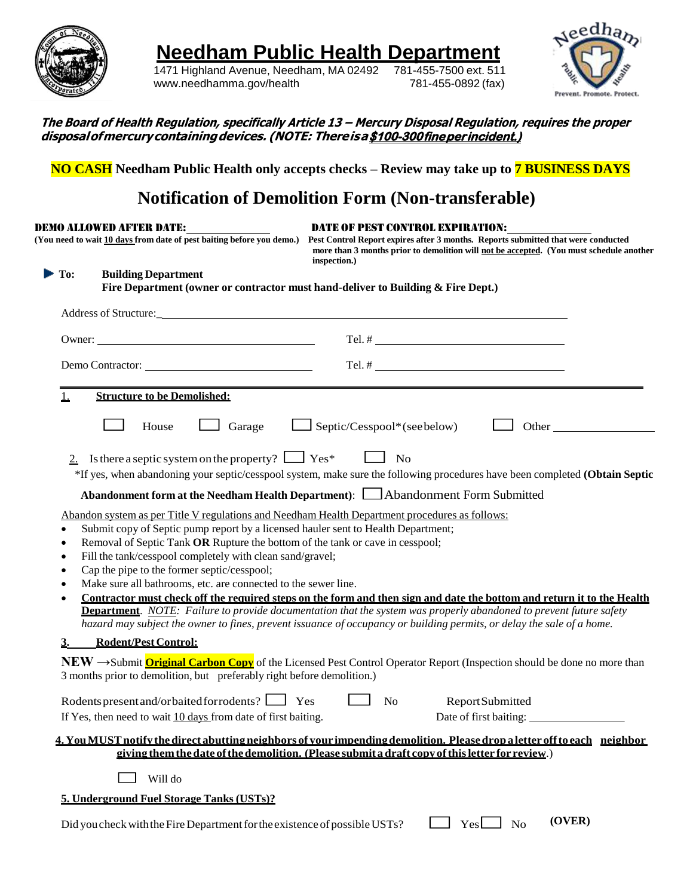# Needham Public Health Department

1471 Highland Avenue, Needham, MA 02492 781-455-7500 ext. 511
www.needhamma.gov/health 781-455-0892 (fax)

Prevent. Promote. Protect.

***The Board of Health Regulation, specifically Article 13 – Mercury Disposal Regulation, requires the proper disposal of mercury containing devices. (NOTE: There is a <u>$100-300 fine per incident.</u>)***

**NO CASH** **Needham Public Health only accepts checks – Review may take up to** **7 BUSINESS DAYS**

## Notification of Demolition Form (Non-transferable)

**DEMO ALLOWED AFTER DATE:** ______________
**(You need to wait <u>10 days</u> from date of pest baiting before you demo.)**

**DATE OF PEST CONTROL EXPIRATION:** ______________
**Pest Control Report expires after 3 months. Reports submitted that were conducted more than 3 months prior to demolition will <u>not be accepted</u>. (You must schedule another inspection.)**

**To:** **Building Department**
**Fire Department (owner or contractor must hand-deliver to Building & Fire Dept.)**

Address of Structure: ______________________________

Owner: ______________________ Tel. # ______________________

Demo Contractor: ______________________ Tel. # ______________________

**<u>1. Structure to be Demolished:</u>**

☐ House ☐ Garage ☐ Septic/Cesspool* (see below) ☐ Other ______________

<u>2.</u> Is there a septic system on the property? ☐ Yes* ☐ No

*If yes, when abandoning your septic/cesspool system, make sure the following procedures have been completed **(Obtain Septic Abandonment form at the Needham Health Department)**: ☐ Abandonment Form Submitted

<u>Abandon system as per Title V regulations and Needham Health Department procedures as follows:</u>

- Submit copy of Septic pump report by a licensed hauler sent to Health Department;
- Removal of Septic Tank **OR** Rupture the bottom of the tank or cave in cesspool;
- Fill the tank/cesspool completely with clean sand/gravel;
- Cap the pipe to the former septic/cesspool;
- Make sure all bathrooms, etc. are connected to the sewer line.
- **<u>Contractor must check off the required steps on the form and then sign and date the bottom and return it to the Health Department</u>**. *<u>NOTE</u>: Failure to provide documentation that the system was properly abandoned to prevent future safety hazard may subject the owner to fines, prevent issuance of occupancy or building permits, or delay the sale of a home.*

**<u>3. Rodent/Pest Control:</u>**

**NEW** →Submit **<u>Original Carbon Copy</u>** of the Licensed Pest Control Operator Report (Inspection should be done no more than 3 months prior to demolition, but preferably right before demolition.)

Rodents present and/or baited for rodents? ☐ Yes ☐ No Report Submitted
If Yes, then need to wait <u>10 days</u> from date of first baiting. Date of first baiting: ______________

**<u>4. You MUST notify the direct abutting neighbors of your impending demolition. Please drop a letter off to each neighbor giving them the date of the demolition. (Please submit a draft copy of this letter for review</u>.)**

☐ Will do

**<u>5. Underground Fuel Storage Tanks (USTs)?</u>**

Did you check with the Fire Department for the existence of possible USTs? ☐ Yes ☐ No **(OVER)**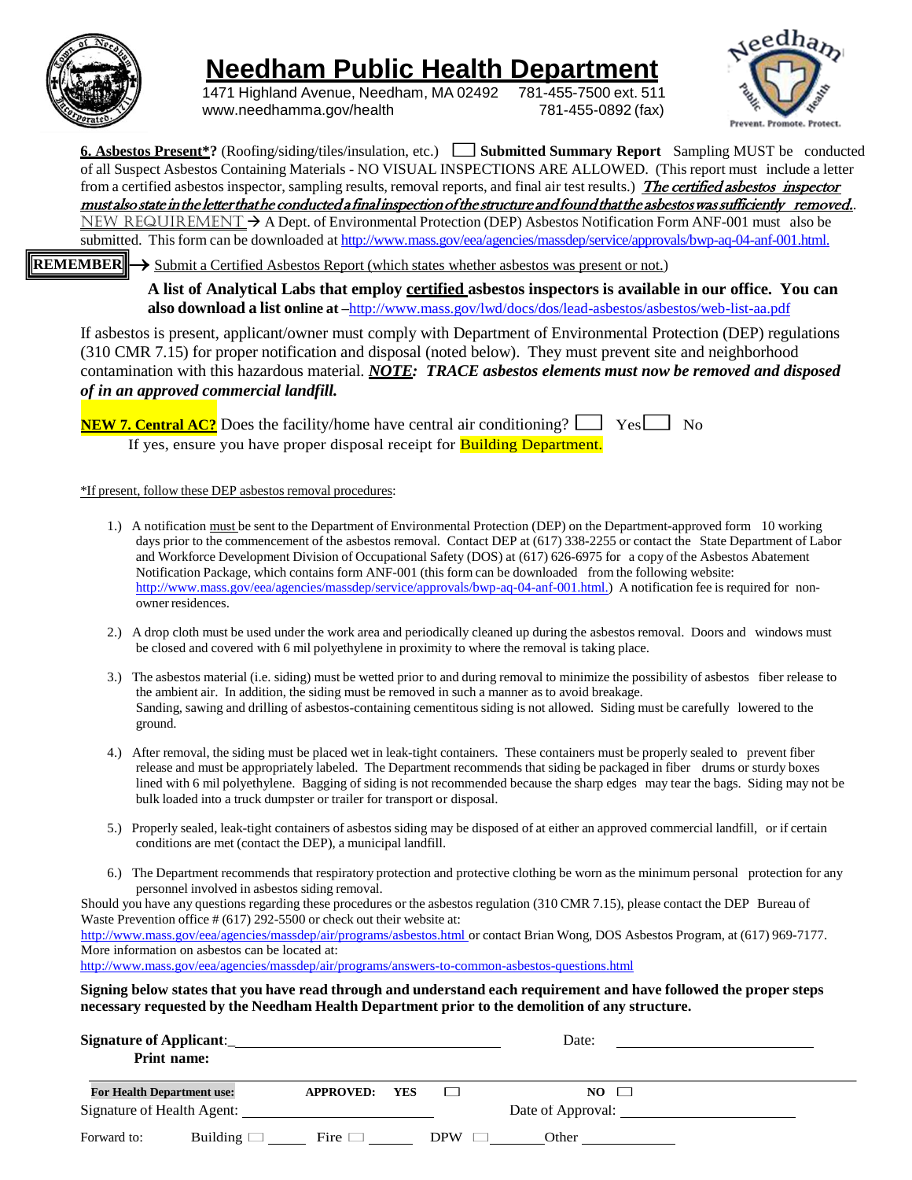# Needham Public Health Department

1471 Highland Avenue, Needham, MA 02492 781-455-7500 ext. 511
www.needhamma.gov/health 781-455-0892 (fax)

Prevent. Promote. Protect.

**6. Asbestos Present*?** (Roofing/siding/tiles/insulation, etc.) ☐ **Submitted Summary Report** Sampling MUST be conducted of all Suspect Asbestos Containing Materials - NO VISUAL INSPECTIONS ARE ALLOWED. (This report must include a letter from a certified asbestos inspector, sampling results, removal reports, and final air test results.) ***The certified asbestos inspector must also state in the letter that he conducted a final inspection of the structure and found that the asbestos was sufficiently removed.***

NEW REQUIREMENT → A Dept. of Environmental Protection (DEP) Asbestos Notification Form ANF-001 must also be submitted. This form can be downloaded at http://www.mass.gov/eea/agencies/massdep/service/approvals/bwp-aq-anf-001.html.

**REMEMBER** → Submit a Certified Asbestos Report (which states whether asbestos was present or not.)

**A list of Analytical Labs that employ certified asbestos inspectors is available in our office. You can also download a list online at** –http://www.mass.gov/lwd/docs/dos/lead-asbestos/asbestos/web-list-aa.pdf

If asbestos is present, applicant/owner must comply with Department of Environmental Protection (DEP) regulations (310 CMR 7.15) for proper notification and disposal (noted below). They must prevent site and neighborhood contamination with this hazardous material. ***NOTE: TRACE asbestos elements must now be removed and disposed of in an approved commercial landfill.***

**NEW 7. Central AC?** Does the facility/home have central air conditioning? ☐ Yes ☐ No
If yes, ensure you have proper disposal receipt for Building Department.

*If present, follow these DEP asbestos removal procedures:

1.) A notification must be sent to the Department of Environmental Protection (DEP) on the Department-approved form 10 working days prior to the commencement of the asbestos removal. Contact DEP at (617) 338-2255 or contact the State Department of Labor and Workforce Development Division of Occupational Safety (DOS) at (617) 626-6975 for a copy of the Asbestos Abatement Notification Package, which contains form ANF-001 (this form can be downloaded from the following website: http://www.mass.gov/eea/agencies/massdep/service/approvals/bwp-aq-04-anf-001.html.) A notification fee is required for non-owner residences.

2.) A drop cloth must be used under the work area and periodically cleaned up during the asbestos removal. Doors and windows must be closed and covered with 6 mil polyethylene in proximity to where the removal is taking place.

3.) The asbestos material (i.e. siding) must be wetted prior to and during removal to minimize the possibility of asbestos fiber release to the ambient air. In addition, the siding must be removed in such a manner as to avoid breakage. Sanding, sawing and drilling of asbestos-containing cementitous siding is not allowed. Siding must be carefully lowered to the ground.

4.) After removal, the siding must be placed wet in leak-tight containers. These containers must be properly sealed to prevent fiber release and must be appropriately labeled. The Department recommends that siding be packaged in fiber drums or sturdy boxes lined with 6 mil polyethylene. Bagging of siding is not recommended because the sharp edges may tear the bags. Siding may not be bulk loaded into a truck dumpster or trailer for transport or disposal.

5.) Properly sealed, leak-tight containers of asbestos siding may be disposed of at either an approved commercial landfill, or if certain conditions are met (contact the DEP), a municipal landfill.

6.) The Department recommends that respiratory protection and protective clothing be worn as the minimum personal protection for any personnel involved in asbestos siding removal.

Should you have any questions regarding these procedures or the asbestos regulation (310 CMR 7.15), please contact the DEP Bureau of Waste Prevention office # (617) 292-5500 or check out their website at:
http://www.mass.gov/eea/agencies/massdep/air/programs/asbestos.html or contact Brian Wong, DOS Asbestos Program, at (617) 969-7177.
More information on asbestos can be located at:
http://www.mass.gov/eea/agencies/massdep/air/programs/answers-to-common-asbestos-questions.html

**Signing below states that you have read through and understand each requirement and have followed the proper steps necessary requested by the Needham Health Department prior to the demolition of any structure.**

**Signature of Applicant**:_______________________________ Date: _______________________
**Print name:**

**For Health Department use:** **APPROVED: YES** ☐ **NO** ☐
Signature of Health Agent: _______________________ Date of Approval: _______________________

Forward to: Building ☐ _____ Fire ☐ _____ DPW ☐ _____ Other __________